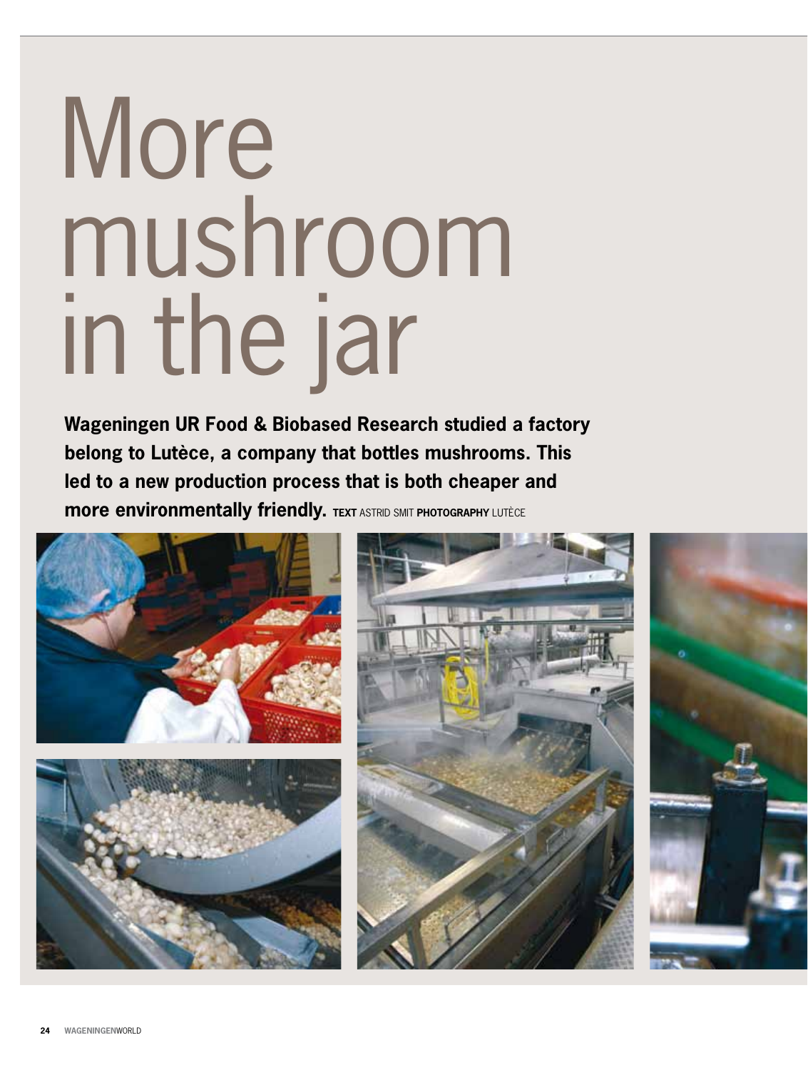# More mushroom in the jar

**Wageningen UR Food & Biobased Research studied a factory belong to Lutèce, a company that bottles mushrooms. This led to a new production process that is both cheaper and more environmentally friendly.** **TEXT** ASTRID SMIT **PHOTOGRAPHY** LUTÈCE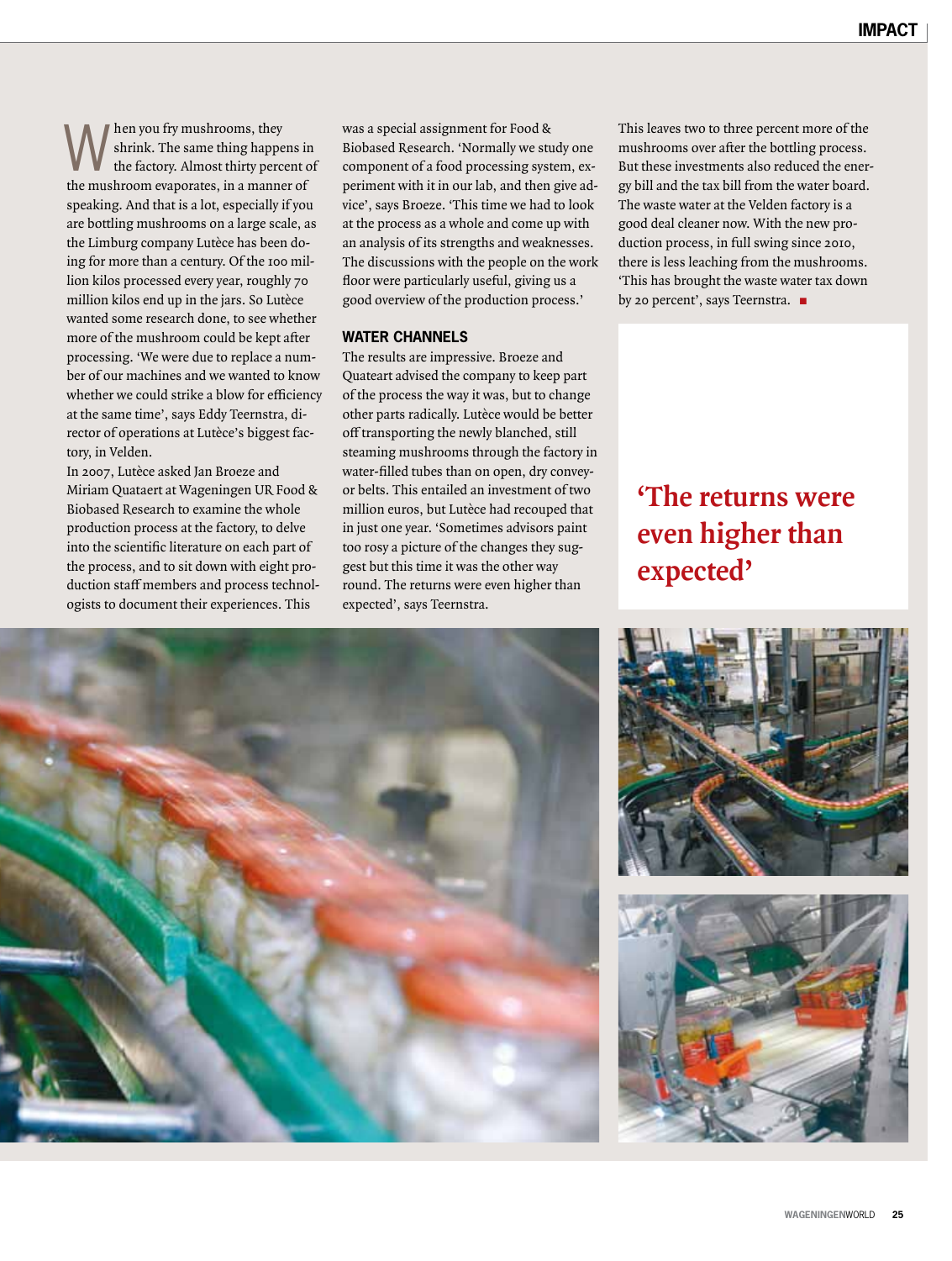When you fry mushrooms, they shrink. The same thing happens in the factory. Almost thirty percent of the mushroom evaporates, in a manner of speaking. And that is a lot, especially if you are bottling mushrooms on a large scale, as the Limburg company Lutèce has been doing for more than a century. Of the 100 million kilos processed every year, roughly 70 million kilos end up in the jars. So Lutèce wanted some research done, to see whether more of the mushroom could be kept after processing. 'We were due to replace a number of our machines and we wanted to know whether we could strike a blow for efficiency at the same time', says Eddy Teernstra, director of operations at Lutèce's biggest factory, in Velden.

In 2007, Lutèce asked Jan Broeze and Miriam Quataert at Wageningen UR Food & Biobased Research to examine the whole production process at the factory, to delve into the scientific literature on each part of the process, and to sit down with eight production staff members and process technologists to document their experiences. This was a special assignment for Food & Biobased Research. 'Normally we study one component of a food processing system, experiment with it in our lab, and then give advice', says Broeze. 'This time we had to look at the process as a whole and come up with an analysis of its strengths and weaknesses. The discussions with the people on the work floor were particularly useful, giving us a good overview of the production process.'

## WATER CHANNELS

The results are impressive. Broeze and Quateart advised the company to keep part of the process the way it was, but to change other parts radically. Lutèce would be better off transporting the newly blanched, still steaming mushrooms through the factory in water-filled tubes than on open, dry conveyor belts. This entailed an investment of two million euros, but Lutèce had recouped that in just one year. 'Sometimes advisors paint too rosy a picture of the changes they suggest but this time it was the other way round. The returns were even higher than expected', says Teernstra.

This leaves two to three percent more of the mushrooms over after the bottling process. But these investments also reduced the energy bill and the tax bill from the water board. The waste water at the Velden factory is a good deal cleaner now. With the new production process, in full swing since 2010, there is less leaching from the mushrooms. 'This has brought the waste water tax down by 20 percent', says Teernstra. ■

**'The returns were even higher than expected'**